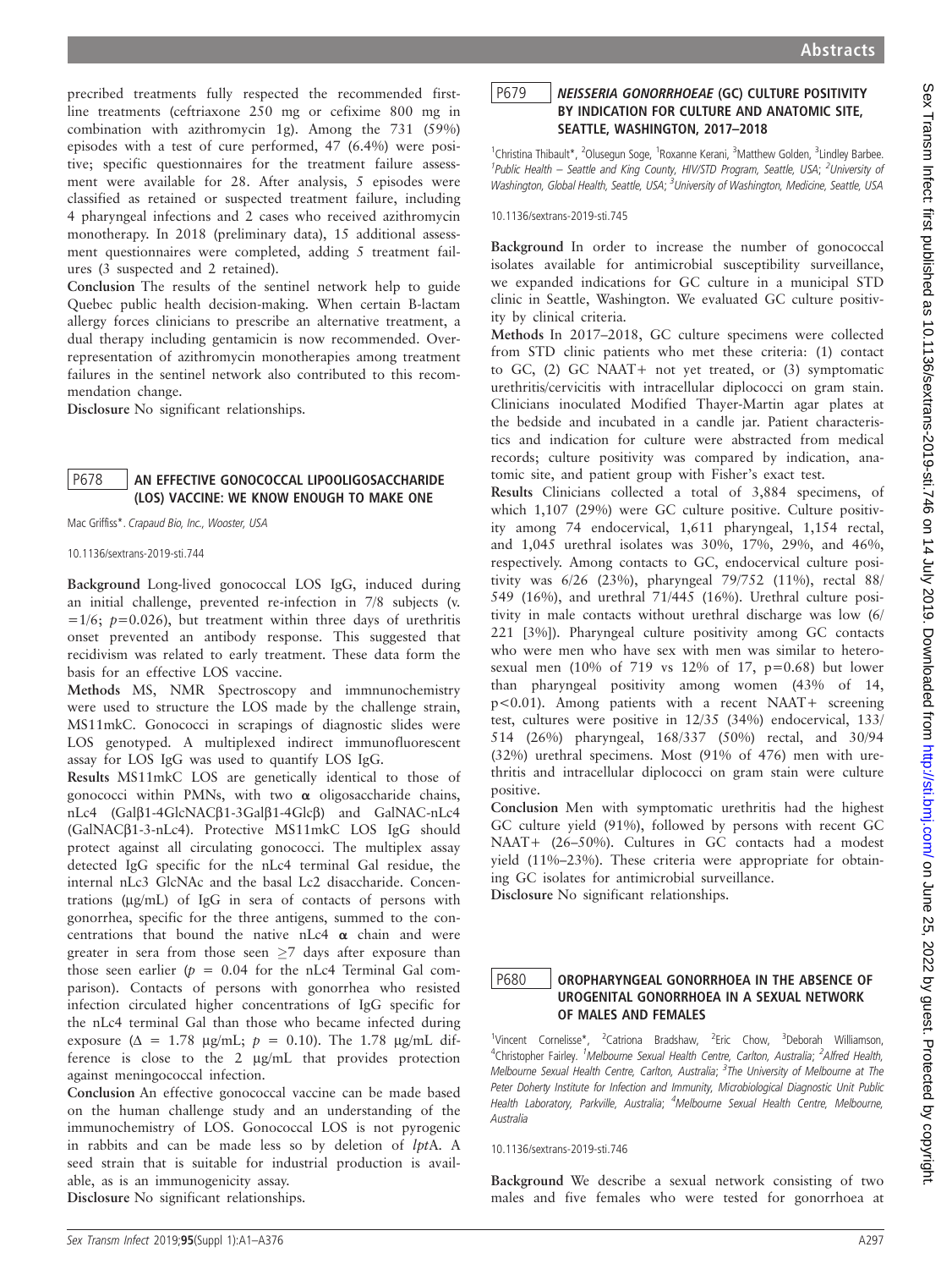precribed treatments fully respected the recommended first-line treatments (ceftriaxone 250 mg or cefixime 800 mg in combination with azithromycin 1g). Among the 731 (59%) episodes with a test of cure performed, 47 (6.4%) were positive; specific questionnaires for the treatment failure assessment were available for 28. After analysis, 5 episodes were classified as retained or suspected treatment failure, including 4 pharyngeal infections and 2 cases who received azithromycin monotherapy. In 2018 (preliminary data), 15 additional assessment questionnaires were completed, adding 5 treatment failures (3 suspected and 2 retained).

**Conclusion** The results of the sentinel network help to guide Quebec public health decision-making. When certain B-lactam allergy forces clinicians to prescribe an alternative treatment, a dual therapy including gentamicin is now recommended. Overrepresentation of azithromycin monotherapies among treatment failures in the sentinel network also contributed to this recommendation change.

**Disclosure** No significant relationships.

## P678 AN EFFECTIVE GONOCOCCAL LIPOOLIGOSACCHARIDE (LOS) VACCINE: WE KNOW ENOUGH TO MAKE ONE

Mac Griffiss*. *Crapaud Bio, Inc., Wooster, USA*

10.1136/sextrans-2019-sti.744

**Background** Long-lived gonococcal LOS IgG, induced during an initial challenge, prevented re-infection in 7/8 subjects (v. =1/6; p=0.026), but treatment within three days of urethritis onset prevented an antibody response. This suggested that recidivism was related to early treatment. These data form the basis for an effective LOS vaccine.

**Methods** MS, NMR Spectroscopy and immnunochemistry were used to structure the LOS made by the challenge strain, MS11mkC. Gonococci in scrapings of diagnostic slides were LOS genotyped. A multiplexed indirect immunofluorescent assay for LOS IgG was used to quantify LOS IgG.

**Results** MS11mkC LOS are genetically identical to those of gonococci within PMNs, with two $\alpha$ oligosaccharide chains, nLc4 (Galβ1-4GlcNACβ1-3Galβ1-4Glcβ) and GalNAC-nLc4 (GalNACβ1-3-nLc4). Protective MS11mkC LOS IgG should protect against all circulating gonococci. The multiplex assay detected IgG specific for the nLc4 terminal Gal residue, the internal nLc3 GlcNAc and the basal Lc2 disaccharide. Concentrations (μg/mL) of IgG in sera of contacts of persons with gonorrhea, specific for the three antigens, summed to the concentrations that bound the native nLc4 $\alpha$ chain and were greater in sera from those seen ≥7 days after exposure than those seen earlier ($p$ = 0.04 for the nLc4 Terminal Gal comparison). Contacts of persons with gonorrhea who resisted infection circulated higher concentrations of IgG specific for the nLc4 terminal Gal than those who became infected during exposure (Δ = 1.78 μg/mL; $p$ = 0.10). The 1.78 μg/mL difference is close to the 2 μg/mL that provides protection against meningococcal infection.

**Conclusion** An effective gonococcal vaccine can be made based on the human challenge study and an understanding of the immunochemistry of LOS. Gonococcal LOS is not pyrogenic in rabbits and can be made less so by deletion of *lpt*A. A seed strain that is suitable for industrial production is available, as is an immunogenicity assay.

**Disclosure** No significant relationships.

## P679 *NEISSERIA GONORRHOEAE* (GC) CULTURE POSITIVITY BY INDICATION FOR CULTURE AND ANATOMIC SITE, SEATTLE, WASHINGTON, 2017–2018

[1]Christina Thibault*, [2]Olusegun Soge, [1]Roxanne Kerani, [3]Matthew Golden, [3]Lindley Barbee. [1]*Public Health – Seattle and King County, HIV/STD Program, Seattle, USA*; [2]*University of Washington, Global Health, Seattle, USA*; [3]*University of Washington, Medicine, Seattle, USA*

10.1136/sextrans-2019-sti.745

**Background** In order to increase the number of gonococcal isolates available for antimicrobial susceptibility surveillance, we expanded indications for GC culture in a municipal STD clinic in Seattle, Washington. We evaluated GC culture positivity by clinical criteria.

**Methods** In 2017–2018, GC culture specimens were collected from STD clinic patients who met these criteria: (1) contact to GC, (2) GC NAAT+ not yet treated, or (3) symptomatic urethritis/cervicitis with intracellular diplococci on gram stain. Clinicians inoculated Modified Thayer-Martin agar plates at the bedside and incubated in a candle jar. Patient characteristics and indication for culture were abstracted from medical records; culture positivity was compared by indication, anatomic site, and patient group with Fisher's exact test.

**Results** Clinicians collected a total of 3,884 specimens, of which 1,107 (29%) were GC culture positive. Culture positivity among 74 endocervical, 1,611 pharyngeal, 1,154 rectal, and 1,045 urethral isolates was 30%, 17%, 29%, and 46%, respectively. Among contacts to GC, endocervical culture positivity was 6/26 (23%), pharyngeal 79/752 (11%), rectal 88/549 (16%), and urethral 71/445 (16%). Urethral culture positivity in male contacts without urethral discharge was low (6/221 [3%]). Pharyngeal culture positivity among GC contacts who were men who have sex with men was similar to heterosexual men (10% of 719 vs 12% of 17, p=0.68) but lower than pharyngeal positivity among women (43% of 14, p<0.01). Among patients with a recent NAAT+ screening test, cultures were positive in 12/35 (34%) endocervical, 133/514 (26%) pharyngeal, 168/337 (50%) rectal, and 30/94 (32%) urethral specimens. Most (91% of 476) men with urethritis and intracellular diplococci on gram stain were culture positive.

**Conclusion** Men with symptomatic urethritis had the highest GC culture yield (91%), followed by persons with recent GC NAAT+ (26–50%). Cultures in GC contacts had a modest yield (11%–23%). These criteria were appropriate for obtaining GC isolates for antimicrobial surveillance.

**Disclosure** No significant relationships.

## P680 OROPHARYNGEAL GONORRHOEA IN THE ABSENCE OF UROGENITAL GONORRHOEA IN A SEXUAL NETWORK OF MALES AND FEMALES

[1]Vincent Cornelisse*, [2]Catriona Bradshaw, [2]Eric Chow, [3]Deborah Williamson, [4]Christopher Fairley. [1]*Melbourne Sexual Health Centre, Carlton, Australia*; [2]*Alfred Health, Melbourne Sexual Health Centre, Carlton, Australia*; [3]*The University of Melbourne at The Peter Doherty Institute for Infection and Immunity, Microbiological Diagnostic Unit Public Health Laboratory, Parkville, Australia*; [4]*Melbourne Sexual Health Centre, Melbourne, Australia*

10.1136/sextrans-2019-sti.746

**Background** We describe a sexual network consisting of two males and five females who were tested for gonorrhoea at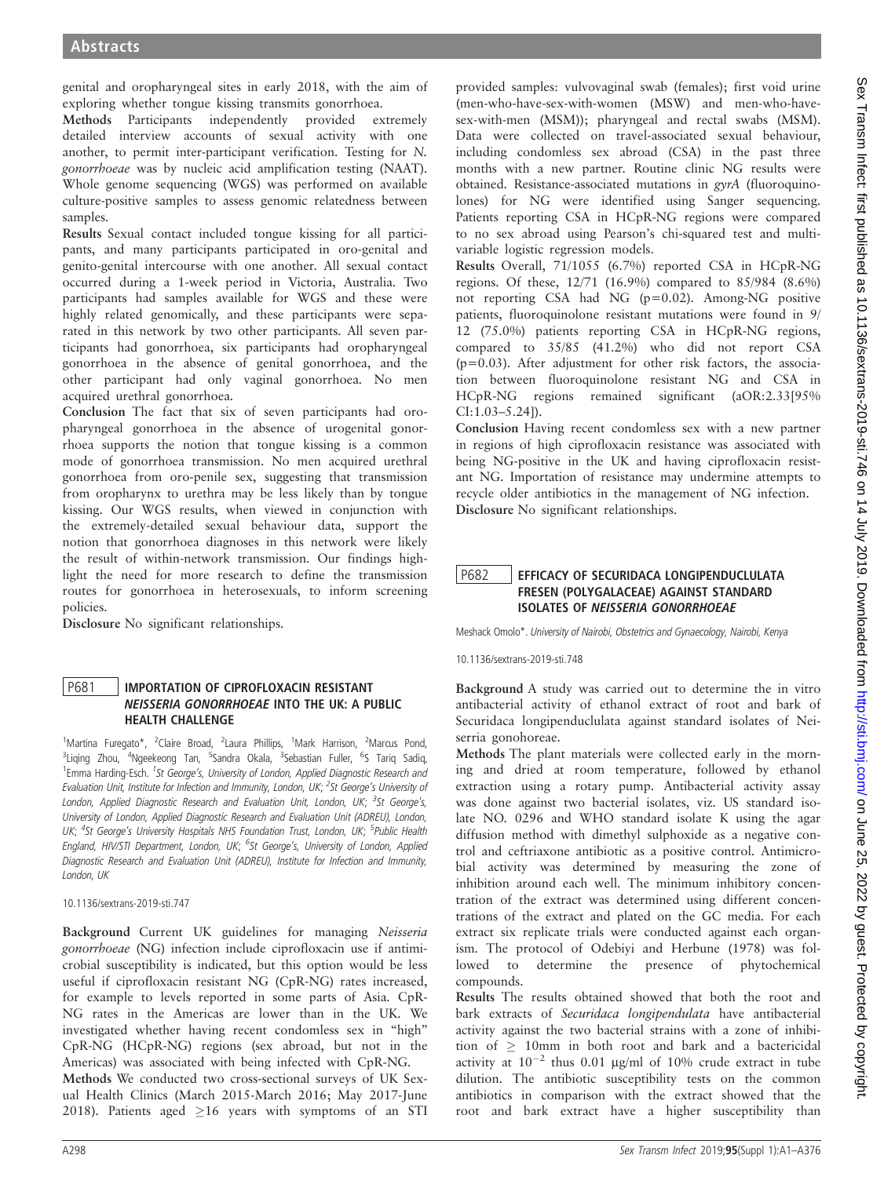genital and oropharyngeal sites in early 2018, with the aim of exploring whether tongue kissing transmits gonorrhoea.

**Methods** Participants independently provided extremely detailed interview accounts of sexual activity with one another, to permit inter-participant verification. Testing for *N. gonorrhoeae* was by nucleic acid amplification testing (NAAT). Whole genome sequencing (WGS) was performed on available culture-positive samples to assess genomic relatedness between samples.

**Results** Sexual contact included tongue kissing for all participants, and many participants participated in oro-genital and genito-genital intercourse with one another. All sexual contact occurred during a 1-week period in Victoria, Australia. Two participants had samples available for WGS and these were highly related genomically, and these participants were separated in this network by two other participants. All seven participants had gonorrhoea, six participants had oropharyngeal gonorrhoea in the absence of genital gonorrhoea, and the other participant had only vaginal gonorrhoea. No men acquired urethral gonorrhoea.

**Conclusion** The fact that six of seven participants had oropharyngeal gonorrhoea in the absence of urogenital gonorrhoea supports the notion that tongue kissing is a common mode of gonorrhoea transmission. No men acquired urethral gonorrhoea from oro-penile sex, suggesting that transmission from oropharynx to urethra may be less likely than by tongue kissing. Our WGS results, when viewed in conjunction with the extremely-detailed sexual behaviour data, support the notion that gonorrhoea diagnoses in this network were likely the result of within-network transmission. Our findings highlight the need for more research to define the transmission routes for gonorrhoea in heterosexuals, to inform screening policies.

**Disclosure** No significant relationships.

## P681 IMPORTATION OF CIPROFLOXACIN RESISTANT *NEISSERIA GONORRHOEAE* INTO THE UK: A PUBLIC HEALTH CHALLENGE

[1]Martina Furegato*, [2]Claire Broad, [2]Laura Phillips, [1]Mark Harrison, [2]Marcus Pond, [3]Liqing Zhou, [4]Ngeekeong Tan, [5]Sandra Okala, [3]Sebastian Fuller, [6]S Tariq Sadiq, [1]Emma Harding-Esch. [1]*St George's, University of London, Applied Diagnostic Research and Evaluation Unit, Institute for Infection and Immunity, London, UK*; [2]*St George's University of London, Applied Diagnostic Research and Evaluation Unit, London, UK*; [3]*St George's, University of London, Applied Diagnostic Research and Evaluation Unit (ADREU), London, UK*; [4]*St George's University Hospitals NHS Foundation Trust, London, UK*; [5]*Public Health England, HIV/STI Department, London, UK*; [6]*St George's, University of London, Applied Diagnostic Research and Evaluation Unit (ADREU), Institute for Infection and Immunity, London, UK*

10.1136/sextrans-2019-sti.747

**Background** Current UK guidelines for managing *Neisseria gonorrhoeae* (NG) infection include ciprofloxacin use if antimicrobial susceptibility is indicated, but this option would be less useful if ciprofloxacin resistant NG (CpR-NG) rates increased, for example to levels reported in some parts of Asia. CpR-NG rates in the Americas are lower than in the UK. We investigated whether having recent condomless sex in "high" CpR-NG (HCpR-NG) regions (sex abroad, but not in the Americas) was associated with being infected with CpR-NG.

**Methods** We conducted two cross-sectional surveys of UK Sexual Health Clinics (March 2015-March 2016; May 2017-June 2018). Patients aged $\geq$16 years with symptoms of an STI provided samples: vulvovaginal swab (females); first void urine (men-who-have-sex-with-women (MSW) and men-who-have-sex-with-men (MSM)); pharyngeal and rectal swabs (MSM). Data were collected on travel-associated sexual behaviour, including condomless sex abroad (CSA) in the past three months with a new partner. Routine clinic NG results were obtained. Resistance-associated mutations in *gyrA* (fluoroquinolones) for NG were identified using Sanger sequencing. Patients reporting CSA in HCpR-NG regions were compared to no sex abroad using Pearson's chi-squared test and multivariable logistic regression models.

**Results** Overall, 71/1055 (6.7%) reported CSA in HCpR-NG regions. Of these, 12/71 (16.9%) compared to 85/984 (8.6%) not reporting CSA had NG ($p=0.02$). Among-NG positive patients, fluoroquinolone resistant mutations were found in 9/12 (75.0%) patients reporting CSA in HCpR-NG regions, compared to 35/85 (41.2%) who did not report CSA ($p=0.03$). After adjustment for other risk factors, the association between fluoroquinolone resistant NG and CSA in HCpR-NG regions remained significant (aOR:2.33[95% CI:1.03–5.24]).

**Conclusion** Having recent condomless sex with a new partner in regions of high ciprofloxacin resistance was associated with being NG-positive in the UK and having ciprofloxacin resistant NG. Importation of resistance may undermine attempts to recycle older antibiotics in the management of NG infection.

**Disclosure** No significant relationships.

## P682 EFFICACY OF SECURIDACA LONGIPENDUCLULATA FRESEN (POLYGALACEAE) AGAINST STANDARD ISOLATES OF *NEISSERIA GONORRHOEAE*

Meshack Omolo*. *University of Nairobi, Obstetrics and Gynaecology, Nairobi, Kenya*

10.1136/sextrans-2019-sti.748

**Background** A study was carried out to determine the in vitro antibacterial activity of ethanol extract of root and bark of Securidaca longipenduclulata against standard isolates of Neiserria gonohoreae.

**Methods** The plant materials were collected early in the morning and dried at room temperature, followed by ethanol extraction using a rotary pump. Antibacterial activity assay was done against two bacterial isolates, viz. US standard isolate NO. 0296 and WHO standard isolate K using the agar diffusion method with dimethyl sulphoxide as a negative control and ceftriaxone antibiotic as a positive control. Antimicrobial activity was determined by measuring the zone of inhibition around each well. The minimum inhibitory concentration of the extract was determined using different concentrations of the extract and plated on the GC media. For each extract six replicate trials were conducted against each organism. The protocol of Odebiyi and Herbune (1978) was followed to determine the presence of phytochemical compounds.

**Results** The results obtained showed that both the root and bark extracts of *Securidaca longipendulata* have antibacterial activity against the two bacterial strains with a zone of inhibition of $\geq$ 10mm in both root and bark and a bactericidal activity at $10^{-2}$ thus 0.01 µg/ml of 10% crude extract in tube dilution. The antibiotic susceptibility tests on the common antibiotics in comparison with the extract showed that the root and bark extract have a higher susceptibility than